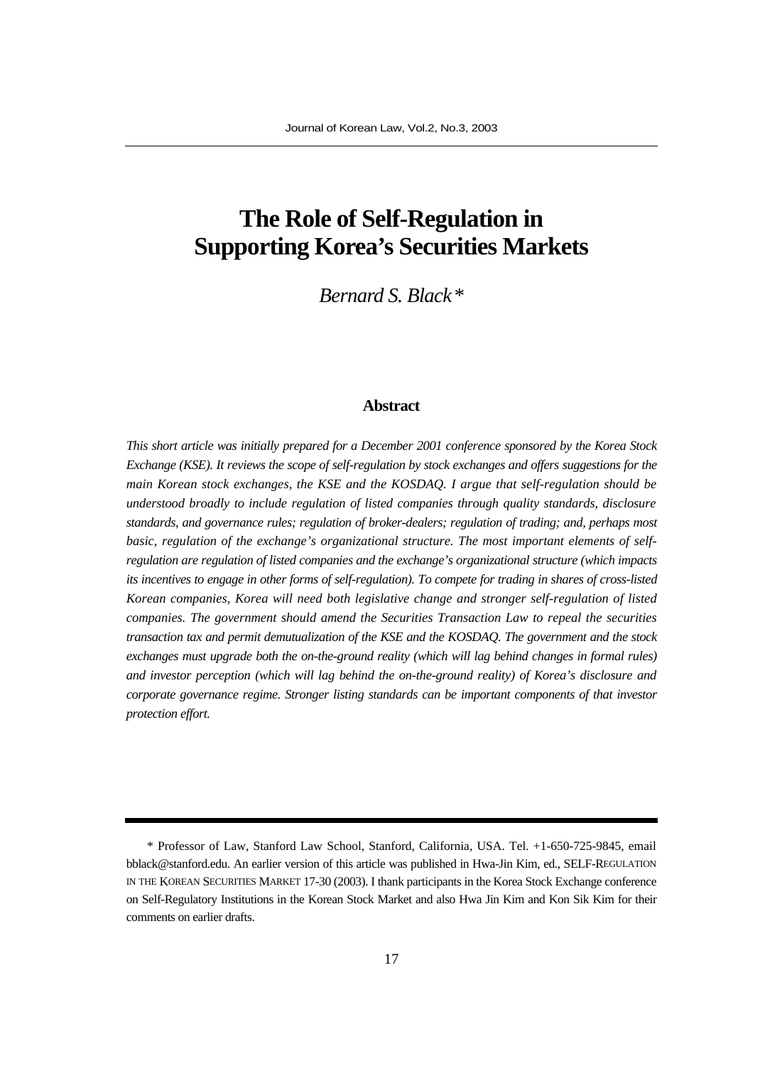# The Role of Self-Regulation in Supporting Korea's Securities Markets

*Bernard S. Black\**

### Abstract

*This short article was initially prepared for a December 2001 conference sponsored by the Korea Stock Exchange (KSE). It reviews the scope of self-regulation by stock exchanges and offers suggestions for the main Korean stock exchanges, the KSE and the KOSDAQ. I argue that self-regulation should be understood broadly to include regulation of listed companies through quality standards, disclosure standards, and governance rules; regulation of broker-dealers; regulation of trading; and, perhaps most basic, regulation of the exchange's organizational structure. The most important elements of self-regulation are regulation of listed companies and the exchange's organizational structure (which impacts its incentives to engage in other forms of self-regulation). To compete for trading in shares of cross-listed Korean companies, Korea will need both legislative change and stronger self-regulation of listed companies. The government should amend the Securities Transaction Law to repeal the securities transaction tax and permit demutualization of the KSE and the KOSDAQ. The government and the stock exchanges must upgrade both the on-the-ground reality (which will lag behind changes in formal rules) and investor perception (which will lag behind the on-the-ground reality) of Korea's disclosure and corporate governance regime. Stronger listing standards can be important components of that investor protection effort.*

---

\* Professor of Law, Stanford Law School, Stanford, California, USA. Tel. +1-650-725-9845, email bblack@stanford.edu. An earlier version of this article was published in Hwa-Jin Kim, ed., SELF-REGULATION IN THE KOREAN SECURITIES MARKET 17-30 (2003). I thank participants in the Korea Stock Exchange conference on Self-Regulatory Institutions in the Korean Stock Market and also Hwa Jin Kim and Kon Sik Kim for their comments on earlier drafts.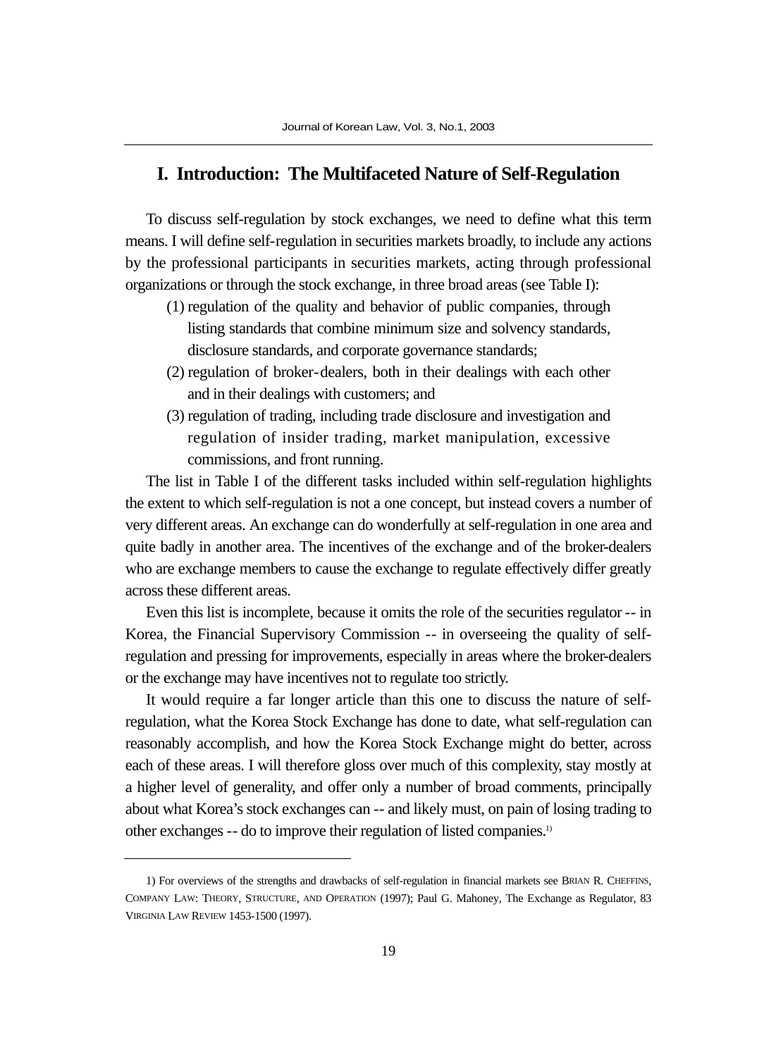## I. Introduction: The Multifaceted Nature of Self-Regulation

To discuss self-regulation by stock exchanges, we need to define what this term means. I will define self-regulation in securities markets broadly, to include any actions by the professional participants in securities markets, acting through professional organizations or through the stock exchange, in three broad areas (see Table I):

(1) regulation of the quality and behavior of public companies, through listing standards that combine minimum size and solvency standards, disclosure standards, and corporate governance standards;

(2) regulation of broker-dealers, both in their dealings with each other and in their dealings with customers; and

(3) regulation of trading, including trade disclosure and investigation and regulation of insider trading, market manipulation, excessive commissions, and front running.

The list in Table I of the different tasks included within self-regulation highlights the extent to which self-regulation is not a one concept, but instead covers a number of very different areas. An exchange can do wonderfully at self-regulation in one area and quite badly in another area. The incentives of the exchange and of the broker-dealers who are exchange members to cause the exchange to regulate effectively differ greatly across these different areas.

Even this list is incomplete, because it omits the role of the securities regulator -- in Korea, the Financial Supervisory Commission -- in overseeing the quality of self-regulation and pressing for improvements, especially in areas where the broker-dealers or the exchange may have incentives not to regulate too strictly.

It would require a far longer article than this one to discuss the nature of self-regulation, what the Korea Stock Exchange has done to date, what self-regulation can reasonably accomplish, and how the Korea Stock Exchange might do better, across each of these areas. I will therefore gloss over much of this complexity, stay mostly at a higher level of generality, and offer only a number of broad comments, principally about what Korea's stock exchanges can -- and likely must, on pain of losing trading to other exchanges -- do to improve their regulation of listed companies.[1)]

---

1) For overviews of the strengths and drawbacks of self-regulation in financial markets see BRIAN R. CHEFFINS, COMPANY LAW: THEORY, STRUCTURE, AND OPERATION (1997); Paul G. Mahoney, The Exchange as Regulator, 83 VIRGINIA LAW REVIEW 1453-1500 (1997).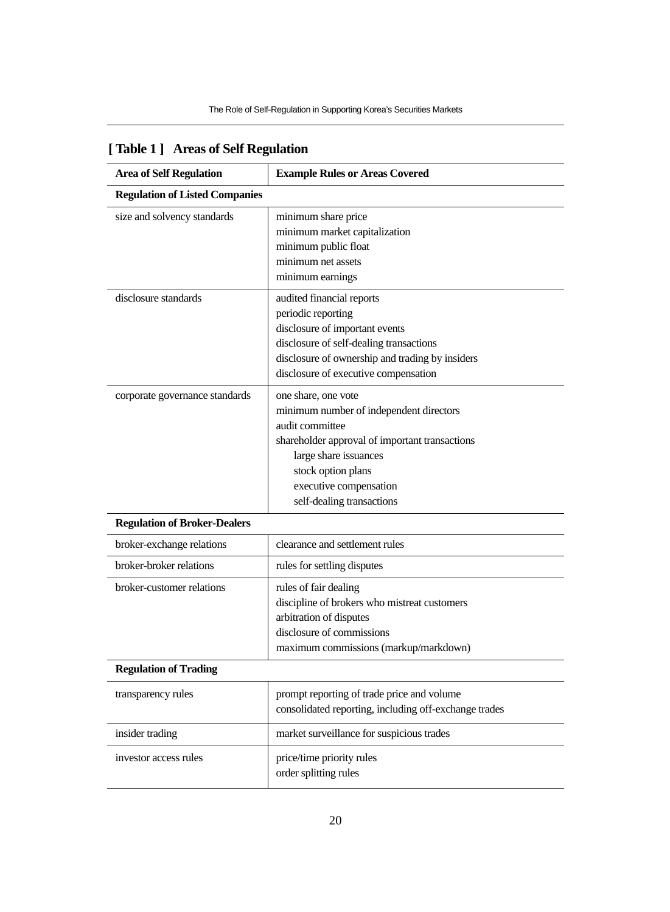**[ Table 1 ] Areas of Self Regulation**

| Area of Self Regulation | Example Rules or Areas Covered |
|---|---|
| **Regulation of Listed Companies** | |
| size and solvency standards | minimum share price<br>minimum market capitalization<br>minimum public float<br>minimum net assets<br>minimum earnings |
| disclosure standards | audited financial reports<br>periodic reporting<br>disclosure of important events<br>disclosure of self-dealing transactions<br>disclosure of ownership and trading by insiders<br>disclosure of executive compensation |
| corporate governance standards | one share, one vote<br>minimum number of independent directors<br>audit committee<br>shareholder approval of important transactions<br>&nbsp;&nbsp;&nbsp;&nbsp;large share issuances<br>&nbsp;&nbsp;&nbsp;&nbsp;stock option plans<br>&nbsp;&nbsp;&nbsp;&nbsp;executive compensation<br>&nbsp;&nbsp;&nbsp;&nbsp;self-dealing transactions |
| **Regulation of Broker-Dealers** | |
| broker-exchange relations | clearance and settlement rules |
| broker-broker relations | rules for settling disputes |
| broker-customer relations | rules of fair dealing<br>discipline of brokers who mistreat customers<br>arbitration of disputes<br>disclosure of commissions<br>maximum commissions (markup/markdown) |
| **Regulation of Trading** | |
| transparency rules | prompt reporting of trade price and volume<br>consolidated reporting, including off-exchange trades |
| insider trading | market surveillance for suspicious trades |
| investor access rules | price/time priority rules<br>order splitting rules |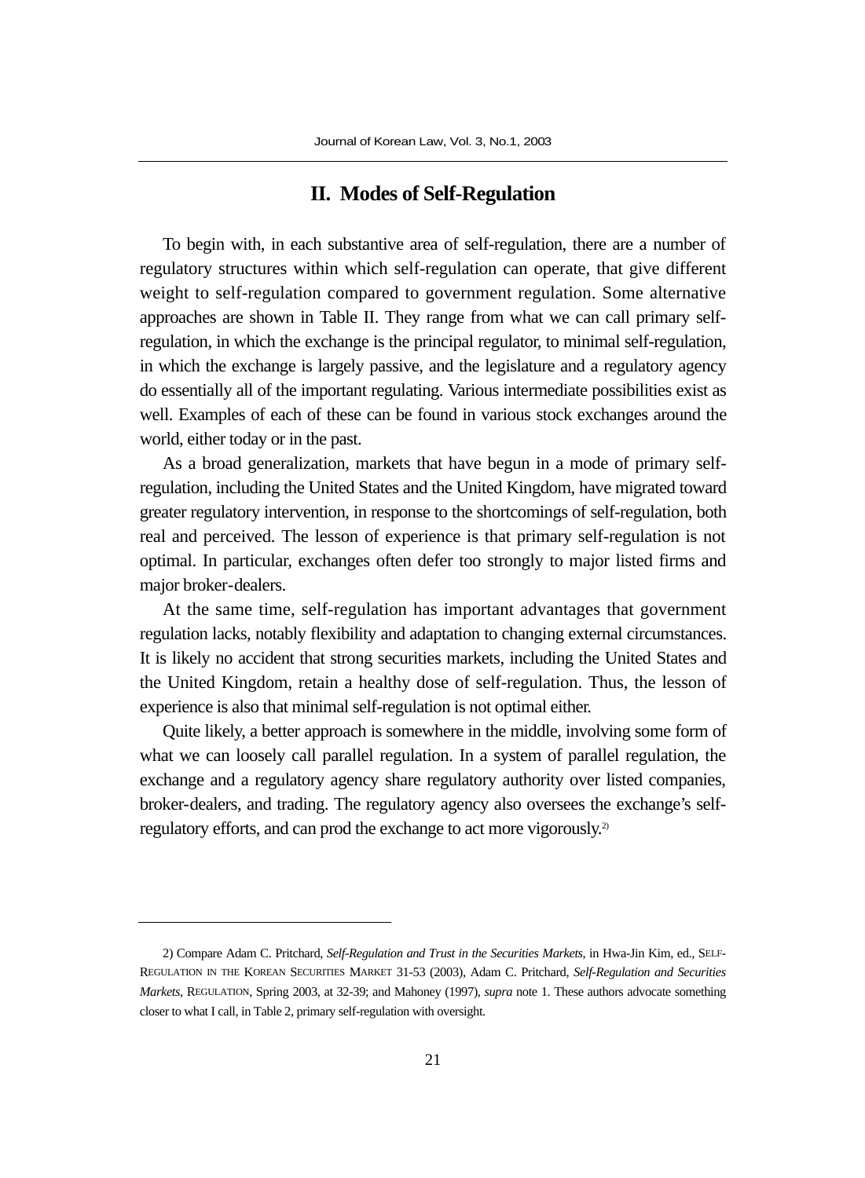## II. Modes of Self-Regulation

To begin with, in each substantive area of self-regulation, there are a number of regulatory structures within which self-regulation can operate, that give different weight to self-regulation compared to government regulation. Some alternative approaches are shown in Table II. They range from what we can call primary self-regulation, in which the exchange is the principal regulator, to minimal self-regulation, in which the exchange is largely passive, and the legislature and a regulatory agency do essentially all of the important regulating. Various intermediate possibilities exist as well. Examples of each of these can be found in various stock exchanges around the world, either today or in the past.

As a broad generalization, markets that have begun in a mode of primary self-regulation, including the United States and the United Kingdom, have migrated toward greater regulatory intervention, in response to the shortcomings of self-regulation, both real and perceived. The lesson of experience is that primary self-regulation is not optimal. In particular, exchanges often defer too strongly to major listed firms and major broker-dealers.

At the same time, self-regulation has important advantages that government regulation lacks, notably flexibility and adaptation to changing external circumstances. It is likely no accident that strong securities markets, including the United States and the United Kingdom, retain a healthy dose of self-regulation. Thus, the lesson of experience is also that minimal self-regulation is not optimal either.

Quite likely, a better approach is somewhere in the middle, involving some form of what we can loosely call parallel regulation. In a system of parallel regulation, the exchange and a regulatory agency share regulatory authority over listed companies, broker-dealers, and trading. The regulatory agency also oversees the exchange's self-regulatory efforts, and can prod the exchange to act more vigorously.[2]

---

2) Compare Adam C. Pritchard, *Self-Regulation and Trust in the Securities Markets*, in Hwa-Jin Kim, ed., SELF-REGULATION IN THE KOREAN SECURITIES MARKET 31-53 (2003), Adam C. Pritchard, *Self-Regulation and Securities Markets*, REGULATION, Spring 2003, at 32-39; and Mahoney (1997), *supra* note 1. These authors advocate something closer to what I call, in Table 2, primary self-regulation with oversight.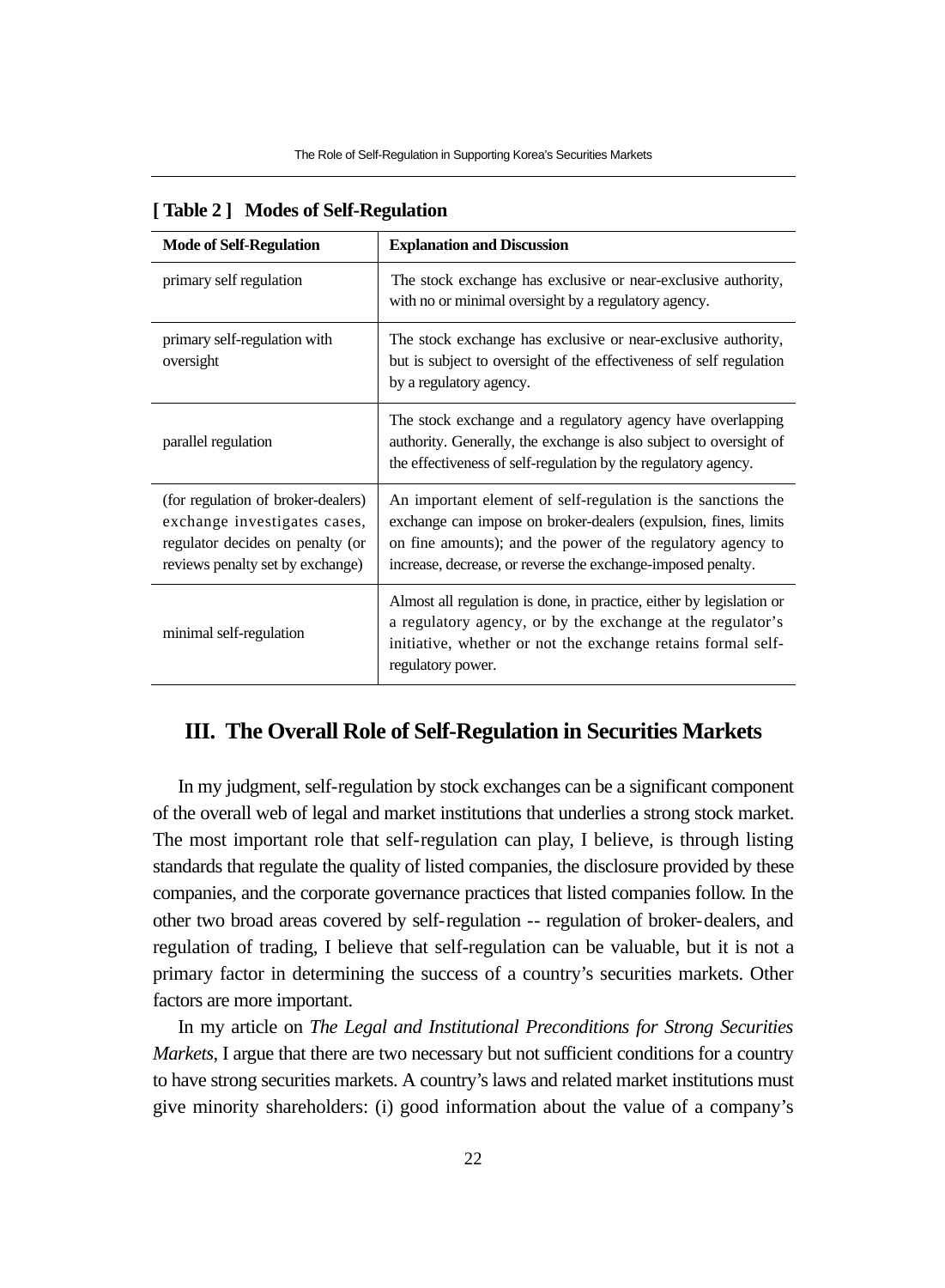**[ Table 2 ] Modes of Self-Regulation**

| Mode of Self-Regulation | Explanation and Discussion |
|---|---|
| primary self regulation | The stock exchange has exclusive or near-exclusive authority, with no or minimal oversight by a regulatory agency. |
| primary self-regulation with oversight | The stock exchange has exclusive or near-exclusive authority, but is subject to oversight of the effectiveness of self regulation by a regulatory agency. |
| parallel regulation | The stock exchange and a regulatory agency have overlapping authority. Generally, the exchange is also subject to oversight of the effectiveness of self-regulation by the regulatory agency. |
| (for regulation of broker-dealers) exchange investigates cases, regulator decides on penalty (or reviews penalty set by exchange) | An important element of self-regulation is the sanctions the exchange can impose on broker-dealers (expulsion, fines, limits on fine amounts); and the power of the regulatory agency to increase, decrease, or reverse the exchange-imposed penalty. |
| minimal self-regulation | Almost all regulation is done, in practice, either by legislation or a regulatory agency, or by the exchange at the regulator's initiative, whether or not the exchange retains formal self-regulatory power. |

## III. The Overall Role of Self-Regulation in Securities Markets

In my judgment, self-regulation by stock exchanges can be a significant component of the overall web of legal and market institutions that underlies a strong stock market. The most important role that self-regulation can play, I believe, is through listing standards that regulate the quality of listed companies, the disclosure provided by these companies, and the corporate governance practices that listed companies follow. In the other two broad areas covered by self-regulation -- regulation of broker-dealers, and regulation of trading, I believe that self-regulation can be valuable, but it is not a primary factor in determining the success of a country's securities markets. Other factors are more important.

In my article on *The Legal and Institutional Preconditions for Strong Securities Markets*, I argue that there are two necessary but not sufficient conditions for a country to have strong securities markets. A country's laws and related market institutions must give minority shareholders: (i) good information about the value of a company's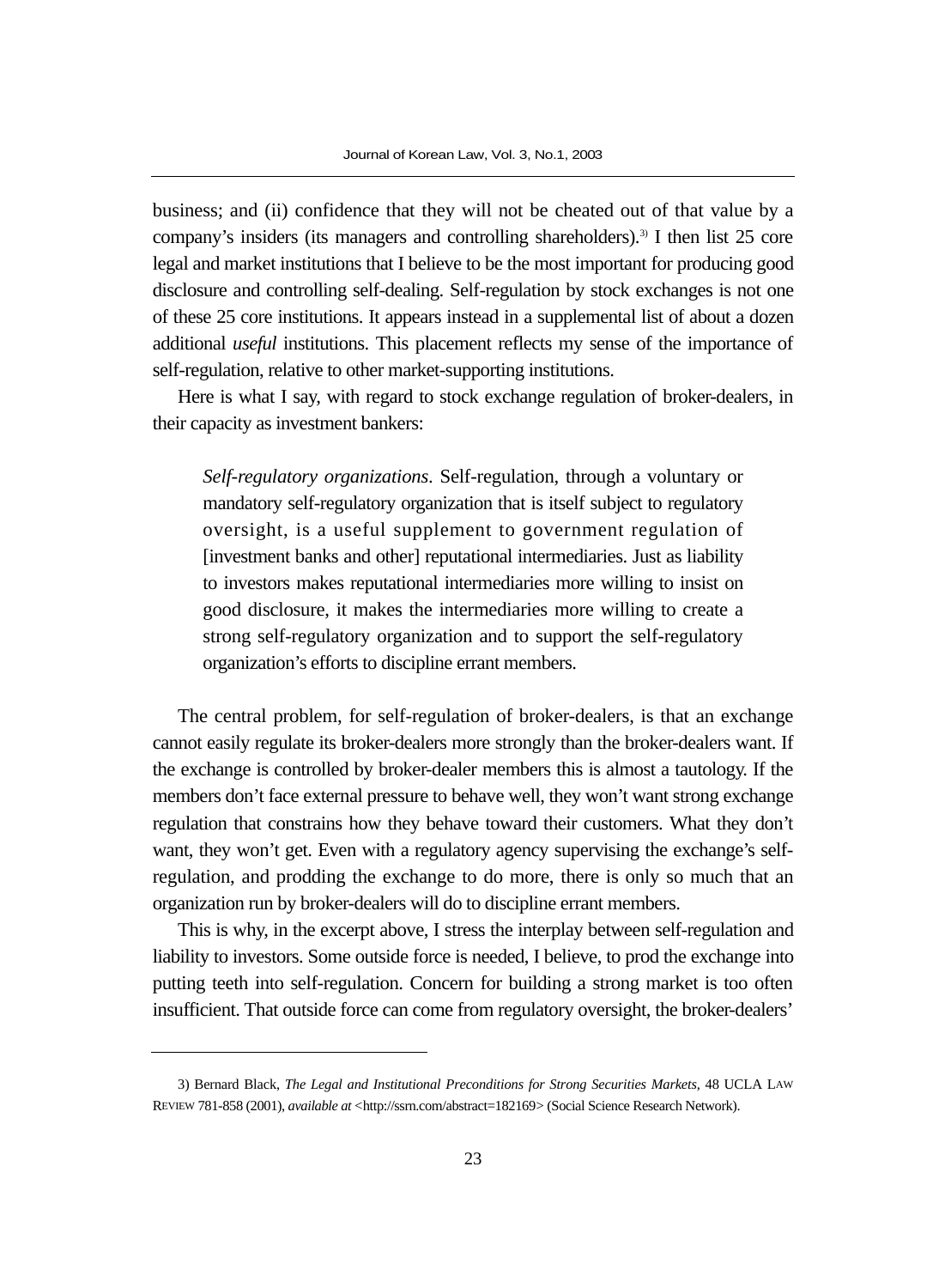business; and (ii) confidence that they will not be cheated out of that value by a company's insiders (its managers and controlling shareholders).[3] I then list 25 core legal and market institutions that I believe to be the most important for producing good disclosure and controlling self-dealing. Self-regulation by stock exchanges is not one of these 25 core institutions. It appears instead in a supplemental list of about a dozen additional *useful* institutions. This placement reflects my sense of the importance of self-regulation, relative to other market-supporting institutions.

Here is what I say, with regard to stock exchange regulation of broker-dealers, in their capacity as investment bankers:

> *Self-regulatory organizations*. Self-regulation, through a voluntary or mandatory self-regulatory organization that is itself subject to regulatory oversight, is a useful supplement to government regulation of [investment banks and other] reputational intermediaries. Just as liability to investors makes reputational intermediaries more willing to insist on good disclosure, it makes the intermediaries more willing to create a strong self-regulatory organization and to support the self-regulatory organization's efforts to discipline errant members.

The central problem, for self-regulation of broker-dealers, is that an exchange cannot easily regulate its broker-dealers more strongly than the broker-dealers want. If the exchange is controlled by broker-dealer members this is almost a tautology. If the members don't face external pressure to behave well, they won't want strong exchange regulation that constrains how they behave toward their customers. What they don't want, they won't get. Even with a regulatory agency supervising the exchange's self-regulation, and prodding the exchange to do more, there is only so much that an organization run by broker-dealers will do to discipline errant members.

This is why, in the excerpt above, I stress the interplay between self-regulation and liability to investors. Some outside force is needed, I believe, to prod the exchange into putting teeth into self-regulation. Concern for building a strong market is too often insufficient. That outside force can come from regulatory oversight, the broker-dealers'

---

3) Bernard Black, *The Legal and Institutional Preconditions for Strong Securities Markets*, 48 UCLA LAW REVIEW 781-858 (2001), *available at* <http://ssrn.com/abstract=182169> (Social Science Research Network).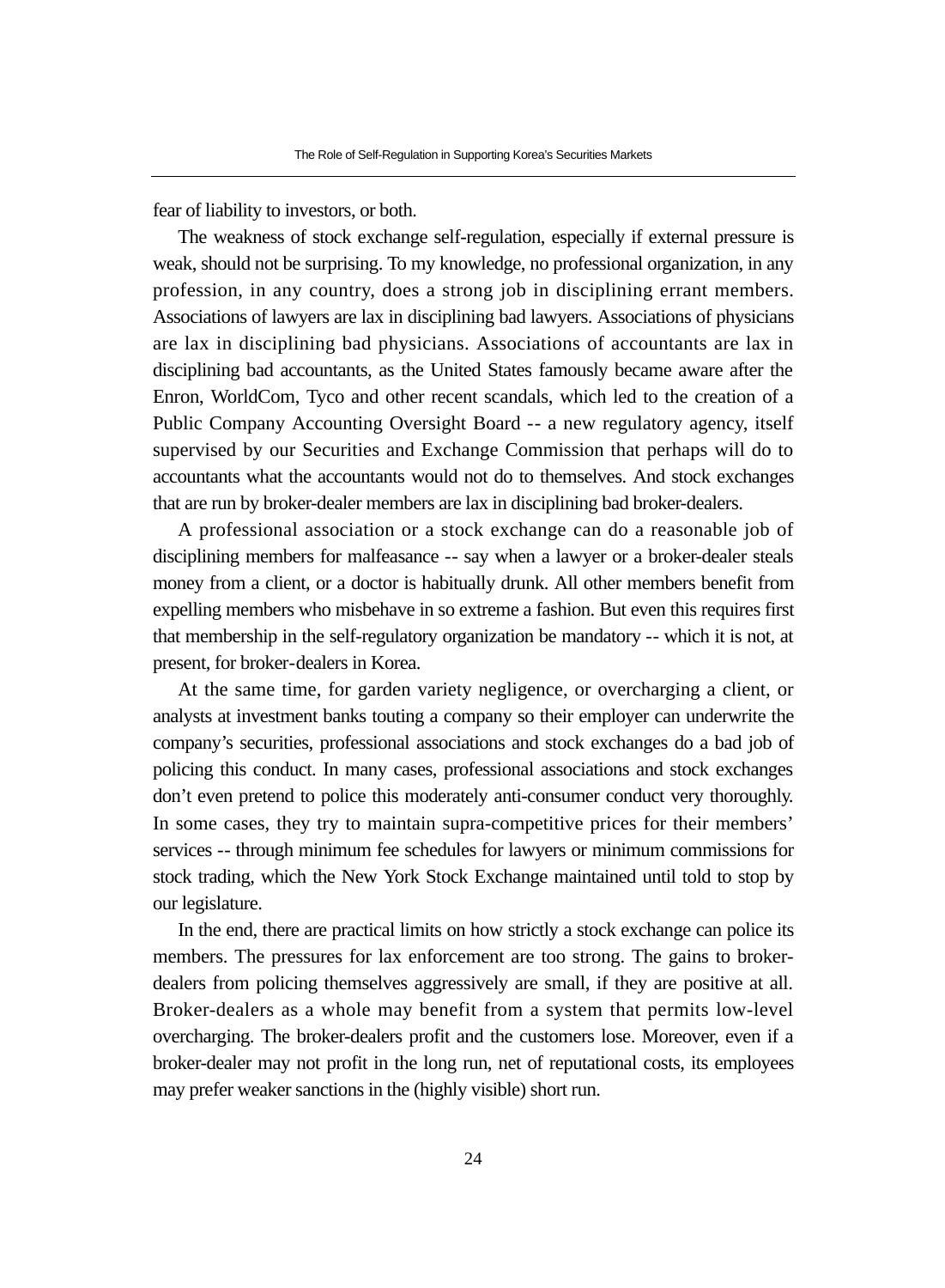fear of liability to investors, or both.

The weakness of stock exchange self-regulation, especially if external pressure is weak, should not be surprising. To my knowledge, no professional organization, in any profession, in any country, does a strong job in disciplining errant members. Associations of lawyers are lax in disciplining bad lawyers. Associations of physicians are lax in disciplining bad physicians. Associations of accountants are lax in disciplining bad accountants, as the United States famously became aware after the Enron, WorldCom, Tyco and other recent scandals, which led to the creation of a Public Company Accounting Oversight Board -- a new regulatory agency, itself supervised by our Securities and Exchange Commission that perhaps will do to accountants what the accountants would not do to themselves. And stock exchanges that are run by broker-dealer members are lax in disciplining bad broker-dealers.

A professional association or a stock exchange can do a reasonable job of disciplining members for malfeasance -- say when a lawyer or a broker-dealer steals money from a client, or a doctor is habitually drunk. All other members benefit from expelling members who misbehave in so extreme a fashion. But even this requires first that membership in the self-regulatory organization be mandatory -- which it is not, at present, for broker-dealers in Korea.

At the same time, for garden variety negligence, or overcharging a client, or analysts at investment banks touting a company so their employer can underwrite the company's securities, professional associations and stock exchanges do a bad job of policing this conduct. In many cases, professional associations and stock exchanges don't even pretend to police this moderately anti-consumer conduct very thoroughly. In some cases, they try to maintain supra-competitive prices for their members' services -- through minimum fee schedules for lawyers or minimum commissions for stock trading, which the New York Stock Exchange maintained until told to stop by our legislature.

In the end, there are practical limits on how strictly a stock exchange can police its members. The pressures for lax enforcement are too strong. The gains to broker-dealers from policing themselves aggressively are small, if they are positive at all. Broker-dealers as a whole may benefit from a system that permits low-level overcharging. The broker-dealers profit and the customers lose. Moreover, even if a broker-dealer may not profit in the long run, net of reputational costs, its employees may prefer weaker sanctions in the (highly visible) short run.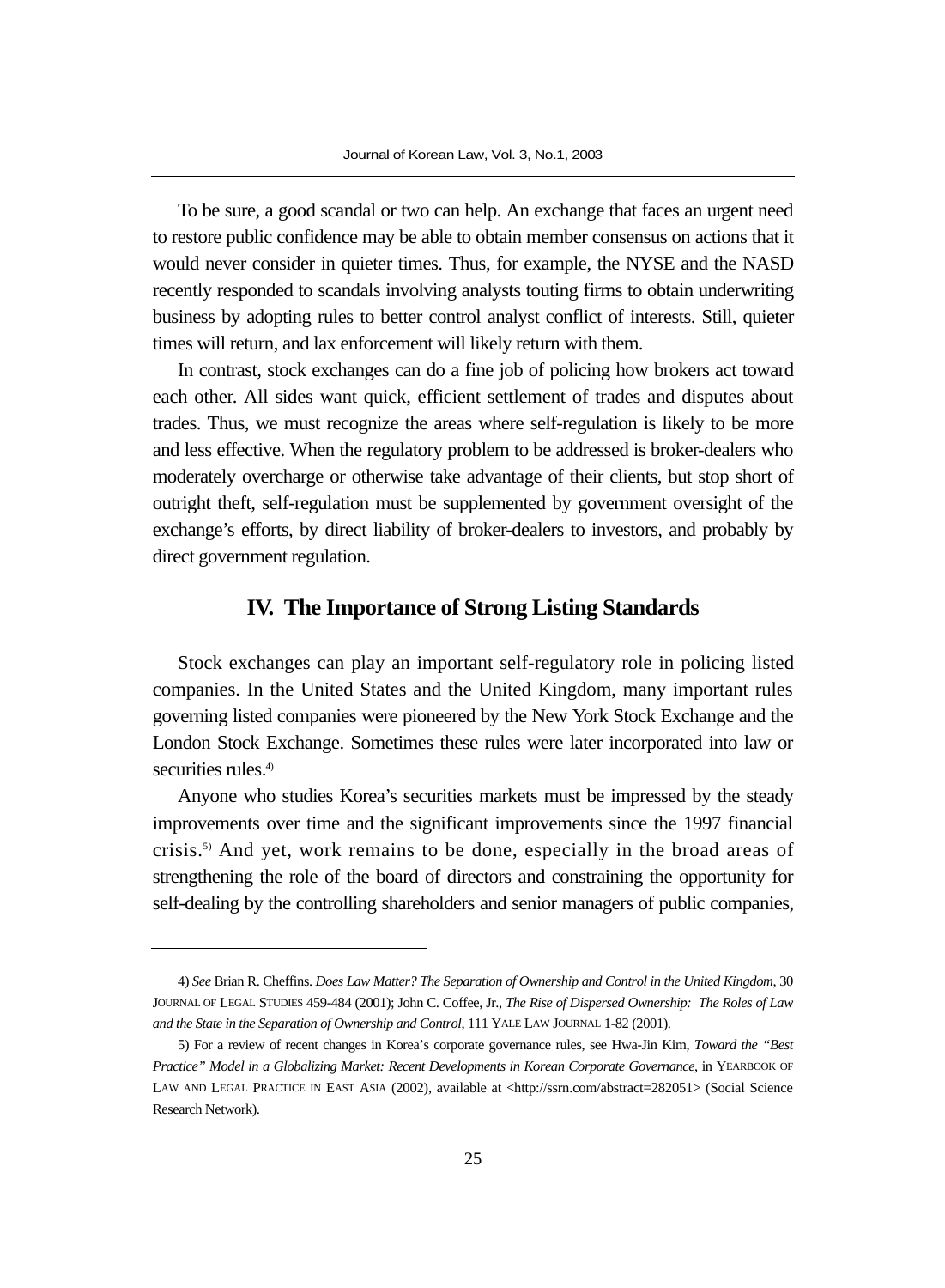To be sure, a good scandal or two can help. An exchange that faces an urgent need to restore public confidence may be able to obtain member consensus on actions that it would never consider in quieter times. Thus, for example, the NYSE and the NASD recently responded to scandals involving analysts touting firms to obtain underwriting business by adopting rules to better control analyst conflict of interests. Still, quieter times will return, and lax enforcement will likely return with them.

In contrast, stock exchanges can do a fine job of policing how brokers act toward each other. All sides want quick, efficient settlement of trades and disputes about trades. Thus, we must recognize the areas where self-regulation is likely to be more and less effective. When the regulatory problem to be addressed is broker-dealers who moderately overcharge or otherwise take advantage of their clients, but stop short of outright theft, self-regulation must be supplemented by government oversight of the exchange's efforts, by direct liability of broker-dealers to investors, and probably by direct government regulation.

## IV. The Importance of Strong Listing Standards

Stock exchanges can play an important self-regulatory role in policing listed companies. In the United States and the United Kingdom, many important rules governing listed companies were pioneered by the New York Stock Exchange and the London Stock Exchange. Sometimes these rules were later incorporated into law or securities rules.[4]

Anyone who studies Korea's securities markets must be impressed by the steady improvements over time and the significant improvements since the 1997 financial crisis.[5] And yet, work remains to be done, especially in the broad areas of strengthening the role of the board of directors and constraining the opportunity for self-dealing by the controlling shareholders and senior managers of public companies,

---

4) *See* Brian R. Cheffins. *Does Law Matter? The Separation of Ownership and Control in the United Kingdom*, 30 JOURNAL OF LEGAL STUDIES 459-484 (2001); John C. Coffee, Jr., *The Rise of Dispersed Ownership: The Roles of Law and the State in the Separation of Ownership and Control*, 111 YALE LAW JOURNAL 1-82 (2001).

5) For a review of recent changes in Korea's corporate governance rules, see Hwa-Jin Kim, *Toward the "Best Practice" Model in a Globalizing Market: Recent Developments in Korean Corporate Governance*, in YEARBOOK OF LAW AND LEGAL PRACTICE IN EAST ASIA (2002), available at <http://ssrn.com/abstract=282051> (Social Science Research Network).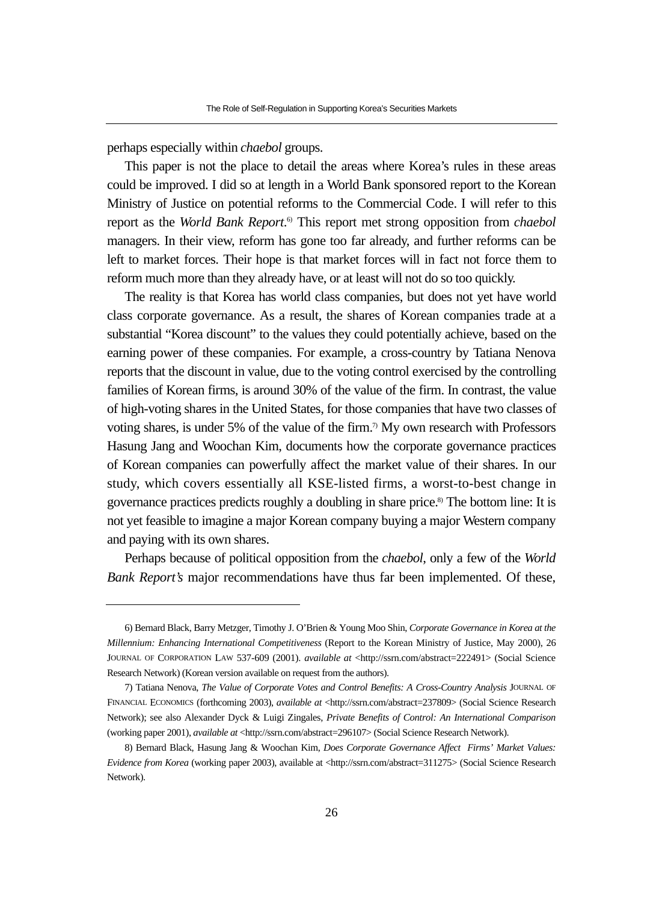perhaps especially within *chaebol* groups.

This paper is not the place to detail the areas where Korea's rules in these areas could be improved. I did so at length in a World Bank sponsored report to the Korean Ministry of Justice on potential reforms to the Commercial Code. I will refer to this report as the *World Bank Report*.[6] This report met strong opposition from *chaebol* managers. In their view, reform has gone too far already, and further reforms can be left to market forces. Their hope is that market forces will in fact not force them to reform much more than they already have, or at least will not do so too quickly.

The reality is that Korea has world class companies, but does not yet have world class corporate governance. As a result, the shares of Korean companies trade at a substantial "Korea discount" to the values they could potentially achieve, based on the earning power of these companies. For example, a cross-country by Tatiana Nenova reports that the discount in value, due to the voting control exercised by the controlling families of Korean firms, is around 30% of the value of the firm. In contrast, the value of high-voting shares in the United States, for those companies that have two classes of voting shares, is under 5% of the value of the firm.[7] My own research with Professors Hasung Jang and Woochan Kim, documents how the corporate governance practices of Korean companies can powerfully affect the market value of their shares. In our study, which covers essentially all KSE-listed firms, a worst-to-best change in governance practices predicts roughly a doubling in share price.[8] The bottom line: It is not yet feasible to imagine a major Korean company buying a major Western company and paying with its own shares.

Perhaps because of political opposition from the *chaebol*, only a few of the *World Bank Report's* major recommendations have thus far been implemented. Of these,

---

6) Bernard Black, Barry Metzger, Timothy J. O'Brien & Young Moo Shin, *Corporate Governance in Korea at the Millennium: Enhancing International Competitiveness* (Report to the Korean Ministry of Justice, May 2000), 26 JOURNAL OF CORPORATION LAW 537-609 (2001). *available at* <http://ssrn.com/abstract=222491> (Social Science Research Network) (Korean version available on request from the authors).

7) Tatiana Nenova, *The Value of Corporate Votes and Control Benefits: A Cross-Country Analysis* JOURNAL OF FINANCIAL ECONOMICS (forthcoming 2003), *available at* <http://ssrn.com/abstract=237809> (Social Science Research Network); see also Alexander Dyck & Luigi Zingales, *Private Benefits of Control: An International Comparison* (working paper 2001), *available at* <http://ssrn.com/abstract=296107> (Social Science Research Network).

8) Bernard Black, Hasung Jang & Woochan Kim, *Does Corporate Governance Affect Firms' Market Values: Evidence from Korea* (working paper 2003), available at <http://ssrn.com/abstract=311275> (Social Science Research Network).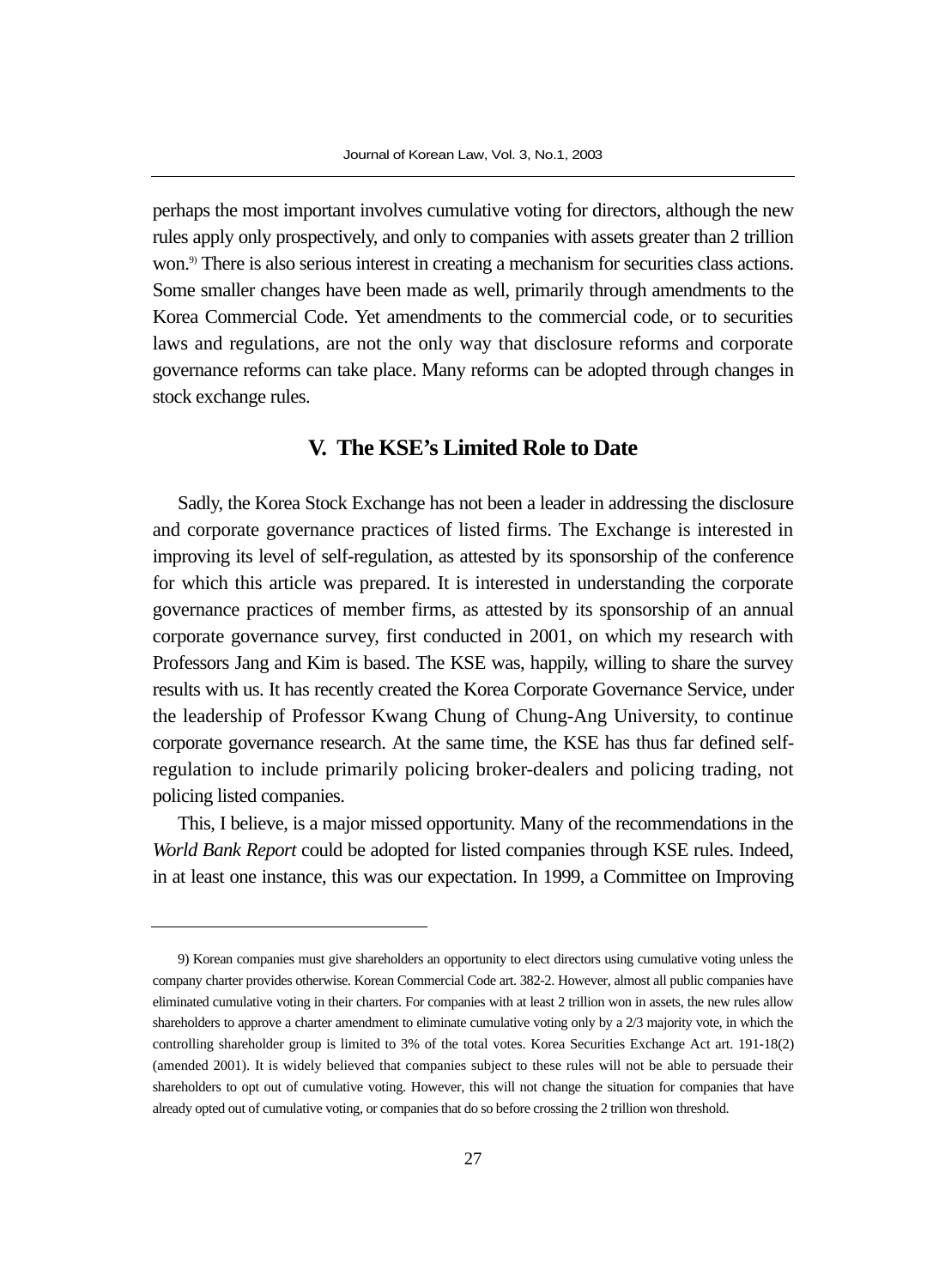perhaps the most important involves cumulative voting for directors, although the new rules apply only prospectively, and only to companies with assets greater than 2 trillion won.[9] There is also serious interest in creating a mechanism for securities class actions. Some smaller changes have been made as well, primarily through amendments to the Korea Commercial Code. Yet amendments to the commercial code, or to securities laws and regulations, are not the only way that disclosure reforms and corporate governance reforms can take place. Many reforms can be adopted through changes in stock exchange rules.

## V. The KSE's Limited Role to Date

Sadly, the Korea Stock Exchange has not been a leader in addressing the disclosure and corporate governance practices of listed firms. The Exchange is interested in improving its level of self-regulation, as attested by its sponsorship of the conference for which this article was prepared. It is interested in understanding the corporate governance practices of member firms, as attested by its sponsorship of an annual corporate governance survey, first conducted in 2001, on which my research with Professors Jang and Kim is based. The KSE was, happily, willing to share the survey results with us. It has recently created the Korea Corporate Governance Service, under the leadership of Professor Kwang Chung of Chung-Ang University, to continue corporate governance research. At the same time, the KSE has thus far defined self-regulation to include primarily policing broker-dealers and policing trading, not policing listed companies.

This, I believe, is a major missed opportunity. Many of the recommendations in the *World Bank Report* could be adopted for listed companies through KSE rules. Indeed, in at least one instance, this was our expectation. In 1999, a Committee on Improving

---

9) Korean companies must give shareholders an opportunity to elect directors using cumulative voting unless the company charter provides otherwise. Korean Commercial Code art. 382-2. However, almost all public companies have eliminated cumulative voting in their charters. For companies with at least 2 trillion won in assets, the new rules allow shareholders to approve a charter amendment to eliminate cumulative voting only by a 2/3 majority vote, in which the controlling shareholder group is limited to 3% of the total votes. Korea Securities Exchange Act art. 191-18(2) (amended 2001). It is widely believed that companies subject to these rules will not be able to persuade their shareholders to opt out of cumulative voting. However, this will not change the situation for companies that have already opted out of cumulative voting, or companies that do so before crossing the 2 trillion won threshold.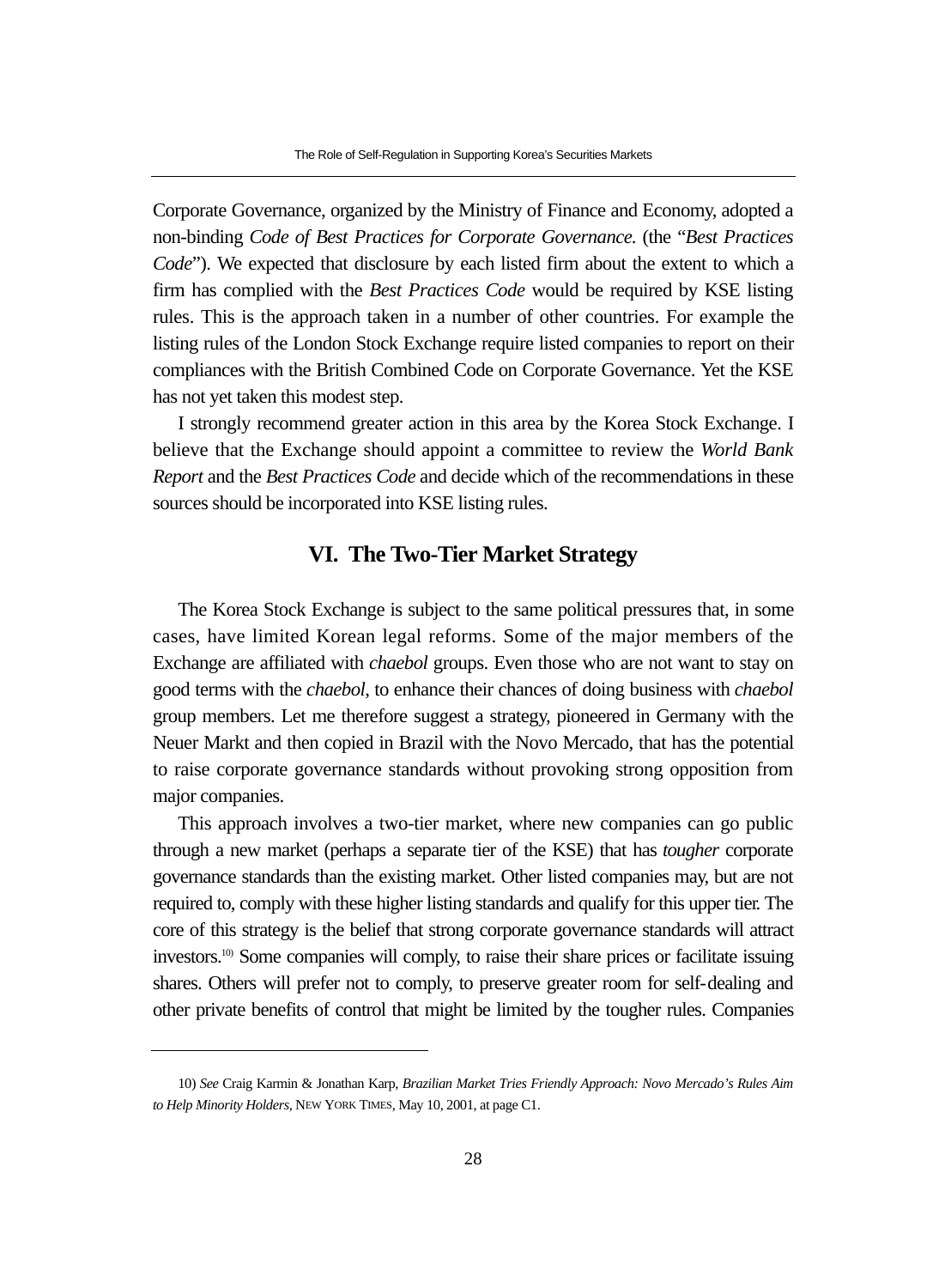Corporate Governance, organized by the Ministry of Finance and Economy, adopted a non-binding *Code of Best Practices for Corporate Governance.* (the "*Best Practices Code*"). We expected that disclosure by each listed firm about the extent to which a firm has complied with the *Best Practices Code* would be required by KSE listing rules. This is the approach taken in a number of other countries. For example the listing rules of the London Stock Exchange require listed companies to report on their compliances with the British Combined Code on Corporate Governance. Yet the KSE has not yet taken this modest step.

I strongly recommend greater action in this area by the Korea Stock Exchange. I believe that the Exchange should appoint a committee to review the *World Bank Report* and the *Best Practices Code* and decide which of the recommendations in these sources should be incorporated into KSE listing rules.

## VI. The Two-Tier Market Strategy

The Korea Stock Exchange is subject to the same political pressures that, in some cases, have limited Korean legal reforms. Some of the major members of the Exchange are affiliated with *chaebol* groups. Even those who are not want to stay on good terms with the *chaebol*, to enhance their chances of doing business with *chaebol* group members. Let me therefore suggest a strategy, pioneered in Germany with the Neuer Markt and then copied in Brazil with the Novo Mercado, that has the potential to raise corporate governance standards without provoking strong opposition from major companies.

This approach involves a two-tier market, where new companies can go public through a new market (perhaps a separate tier of the KSE) that has *tougher* corporate governance standards than the existing market. Other listed companies may, but are not required to, comply with these higher listing standards and qualify for this upper tier. The core of this strategy is the belief that strong corporate governance standards will attract investors.[10] Some companies will comply, to raise their share prices or facilitate issuing shares. Others will prefer not to comply, to preserve greater room for self-dealing and other private benefits of control that might be limited by the tougher rules. Companies

---

10) *See* Craig Karmin & Jonathan Karp, *Brazilian Market Tries Friendly Approach: Novo Mercado's Rules Aim to Help Minority Holders*, NEW YORK TIMES, May 10, 2001, at page C1.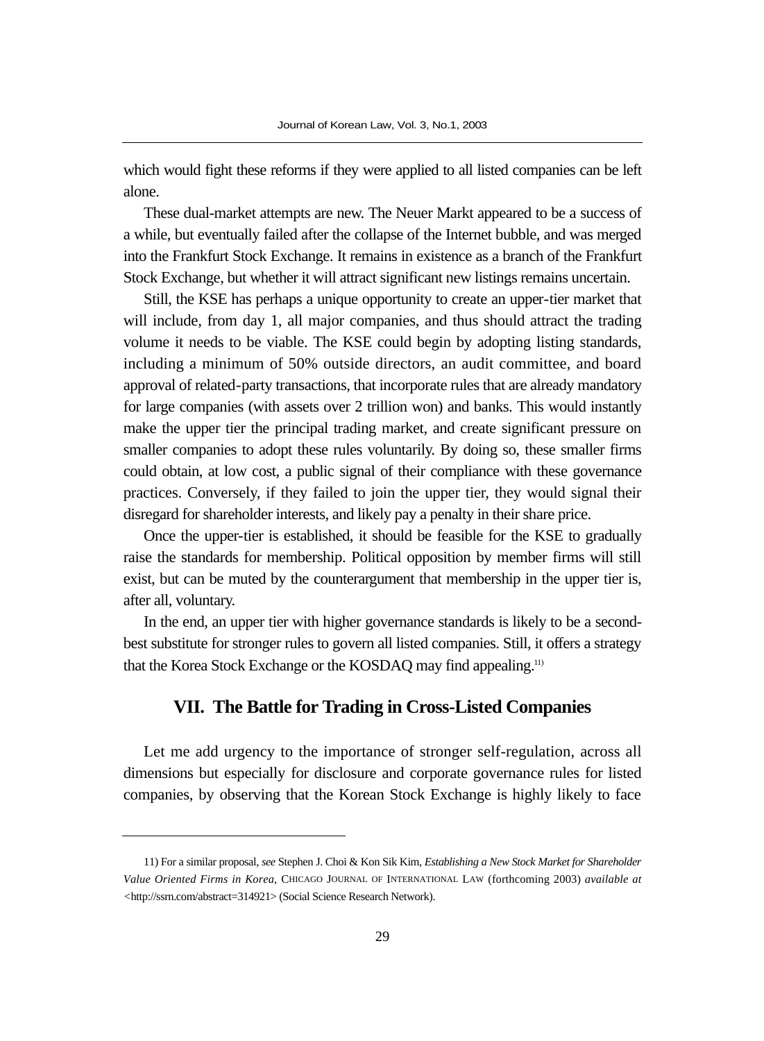which would fight these reforms if they were applied to all listed companies can be left alone.

These dual-market attempts are new. The Neuer Markt appeared to be a success of a while, but eventually failed after the collapse of the Internet bubble, and was merged into the Frankfurt Stock Exchange. It remains in existence as a branch of the Frankfurt Stock Exchange, but whether it will attract significant new listings remains uncertain.

Still, the KSE has perhaps a unique opportunity to create an upper-tier market that will include, from day 1, all major companies, and thus should attract the trading volume it needs to be viable. The KSE could begin by adopting listing standards, including a minimum of 50% outside directors, an audit committee, and board approval of related-party transactions, that incorporate rules that are already mandatory for large companies (with assets over 2 trillion won) and banks. This would instantly make the upper tier the principal trading market, and create significant pressure on smaller companies to adopt these rules voluntarily. By doing so, these smaller firms could obtain, at low cost, a public signal of their compliance with these governance practices. Conversely, if they failed to join the upper tier, they would signal their disregard for shareholder interests, and likely pay a penalty in their share price.

Once the upper-tier is established, it should be feasible for the KSE to gradually raise the standards for membership. Political opposition by member firms will still exist, but can be muted by the counterargument that membership in the upper tier is, after all, voluntary.

In the end, an upper tier with higher governance standards is likely to be a second-best substitute for stronger rules to govern all listed companies. Still, it offers a strategy that the Korea Stock Exchange or the KOSDAQ may find appealing.[11]

## VII. The Battle for Trading in Cross-Listed Companies

Let me add urgency to the importance of stronger self-regulation, across all dimensions but especially for disclosure and corporate governance rules for listed companies, by observing that the Korean Stock Exchange is highly likely to face

---

11) For a similar proposal, *see* Stephen J. Choi & Kon Sik Kim, ***Establishing a New Stock Market for Shareholder Value Oriented Firms in Korea***, CHICAGO JOURNAL OF INTERNATIONAL LAW (forthcoming 2003) *available at* <http://ssrn.com/abstract=314921> (Social Science Research Network).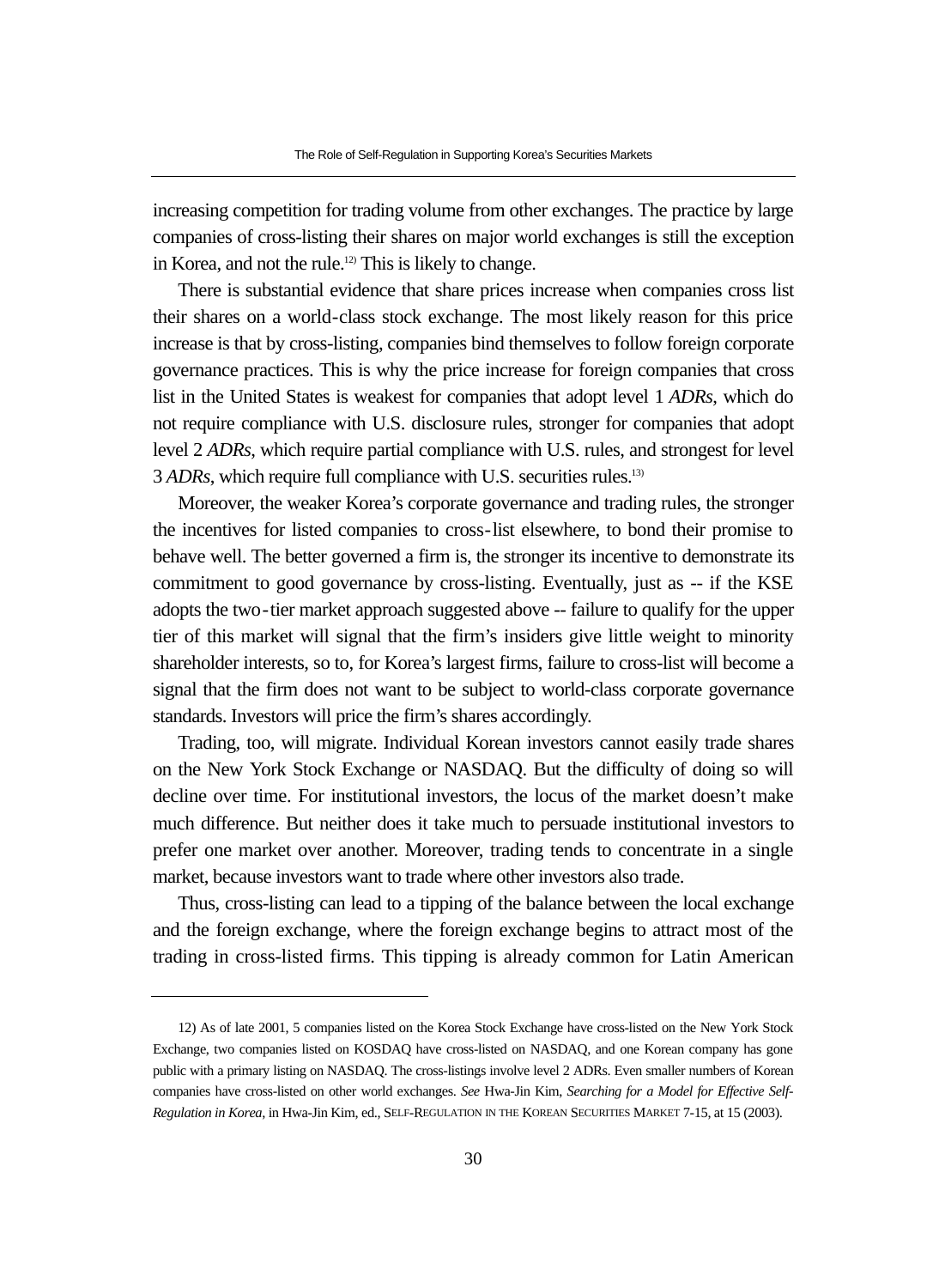increasing competition for trading volume from other exchanges. The practice by large companies of cross-listing their shares on major world exchanges is still the exception in Korea, and not the rule.[12] This is likely to change.

There is substantial evidence that share prices increase when companies cross list their shares on a world-class stock exchange. The most likely reason for this price increase is that by cross-listing, companies bind themselves to follow foreign corporate governance practices. This is why the price increase for foreign companies that cross list in the United States is weakest for companies that adopt level 1 *ADRs*, which do not require compliance with U.S. disclosure rules, stronger for companies that adopt level 2 *ADRs*, which require partial compliance with U.S. rules, and strongest for level 3 *ADRs*, which require full compliance with U.S. securities rules.[13]

Moreover, the weaker Korea's corporate governance and trading rules, the stronger the incentives for listed companies to cross-list elsewhere, to bond their promise to behave well. The better governed a firm is, the stronger its incentive to demonstrate its commitment to good governance by cross-listing. Eventually, just as -- if the KSE adopts the two-tier market approach suggested above -- failure to qualify for the upper tier of this market will signal that the firm's insiders give little weight to minority shareholder interests, so to, for Korea's largest firms, failure to cross-list will become a signal that the firm does not want to be subject to world-class corporate governance standards. Investors will price the firm's shares accordingly.

Trading, too, will migrate. Individual Korean investors cannot easily trade shares on the New York Stock Exchange or NASDAQ. But the difficulty of doing so will decline over time. For institutional investors, the locus of the market doesn't make much difference. But neither does it take much to persuade institutional investors to prefer one market over another. Moreover, trading tends to concentrate in a single market, because investors want to trade where other investors also trade.

Thus, cross-listing can lead to a tipping of the balance between the local exchange and the foreign exchange, where the foreign exchange begins to attract most of the trading in cross-listed firms. This tipping is already common for Latin American

---

12) As of late 2001, 5 companies listed on the Korea Stock Exchange have cross-listed on the New York Stock Exchange, two companies listed on KOSDAQ have cross-listed on NASDAQ, and one Korean company has gone public with a primary listing on NASDAQ. The cross-listings involve level 2 ADRs. Even smaller numbers of Korean companies have cross-listed on other world exchanges. *See* Hwa-Jin Kim, *Searching for a Model for Effective Self-Regulation in Korea*, in Hwa-Jin Kim, ed., SELF-REGULATION IN THE KOREAN SECURITIES MARKET 7-15, at 15 (2003).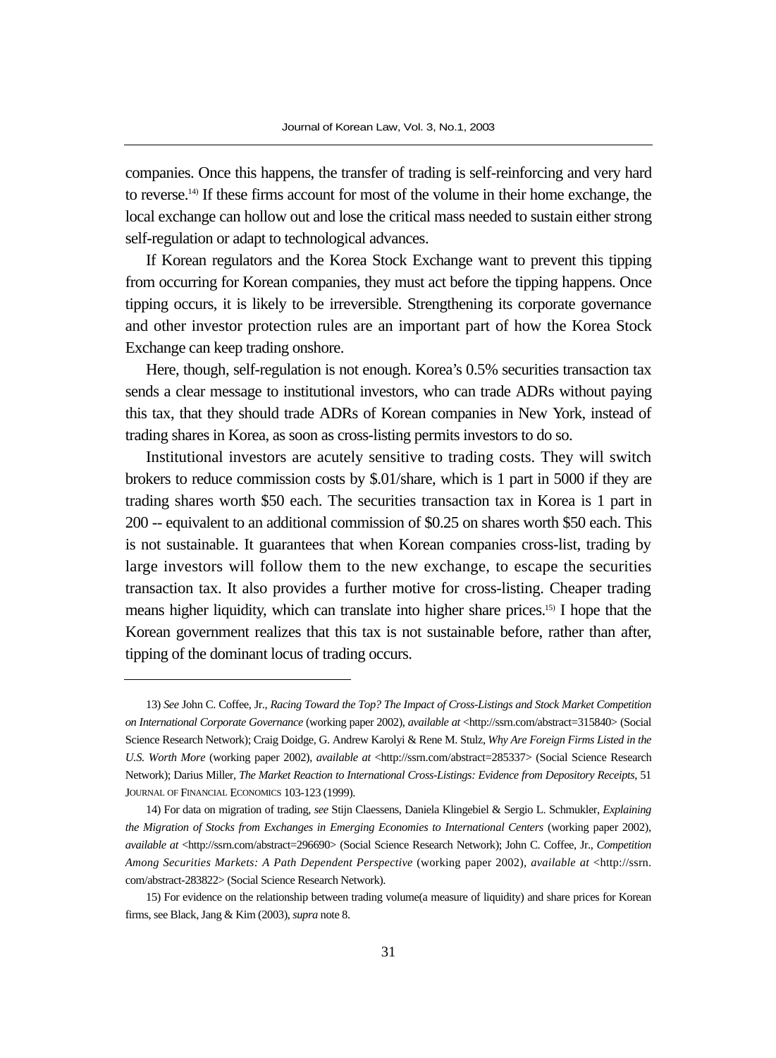companies. Once this happens, the transfer of trading is self-reinforcing and very hard to reverse.[14] If these firms account for most of the volume in their home exchange, the local exchange can hollow out and lose the critical mass needed to sustain either strong self-regulation or adapt to technological advances.

If Korean regulators and the Korea Stock Exchange want to prevent this tipping from occurring for Korean companies, they must act before the tipping happens. Once tipping occurs, it is likely to be irreversible. Strengthening its corporate governance and other investor protection rules are an important part of how the Korea Stock Exchange can keep trading onshore.

Here, though, self-regulation is not enough. Korea's 0.5% securities transaction tax sends a clear message to institutional investors, who can trade ADRs without paying this tax, that they should trade ADRs of Korean companies in New York, instead of trading shares in Korea, as soon as cross-listing permits investors to do so.

Institutional investors are acutely sensitive to trading costs. They will switch brokers to reduce commission costs by $.01/share, which is 1 part in 5000 if they are trading shares worth $50 each. The securities transaction tax in Korea is 1 part in 200 -- equivalent to an additional commission of $0.25 on shares worth $50 each. This is not sustainable. It guarantees that when Korean companies cross-list, trading by large investors will follow them to the new exchange, to escape the securities transaction tax. It also provides a further motive for cross-listing. Cheaper trading means higher liquidity, which can translate into higher share prices.[15] I hope that the Korean government realizes that this tax is not sustainable before, rather than after, tipping of the dominant locus of trading occurs.

---

13) *See* John C. Coffee, Jr., *Racing Toward the Top? The Impact of Cross-Listings and Stock Market Competition on International Corporate Governance* (working paper 2002), *available at* <http://ssrn.com/abstract=315840> (Social Science Research Network); Craig Doidge, G. Andrew Karolyi & Rene M. Stulz, *Why Are Foreign Firms Listed in the U.S. Worth More* (working paper 2002), *available at* <http://ssrn.com/abstract=285337> (Social Science Research Network); Darius Miller, *The Market Reaction to International Cross-Listings: Evidence from Depository Receipts*, 51 JOURNAL OF FINANCIAL ECONOMICS 103-123 (1999).

14) For data on migration of trading, *see* Stijn Claessens, Daniela Klingebiel & Sergio L. Schmukler, *Explaining the Migration of Stocks from Exchanges in Emerging Economies to International Centers* (working paper 2002), *available at* <http://ssrn.com/abstract=296690> (Social Science Research Network); John C. Coffee, Jr., *Competition Among Securities Markets: A Path Dependent Perspective* (working paper 2002), *available at* <http://ssrn.com/abstract-283822> (Social Science Research Network).

15) For evidence on the relationship between trading volume(a measure of liquidity) and share prices for Korean firms, see Black, Jang & Kim (2003), *supra* note 8.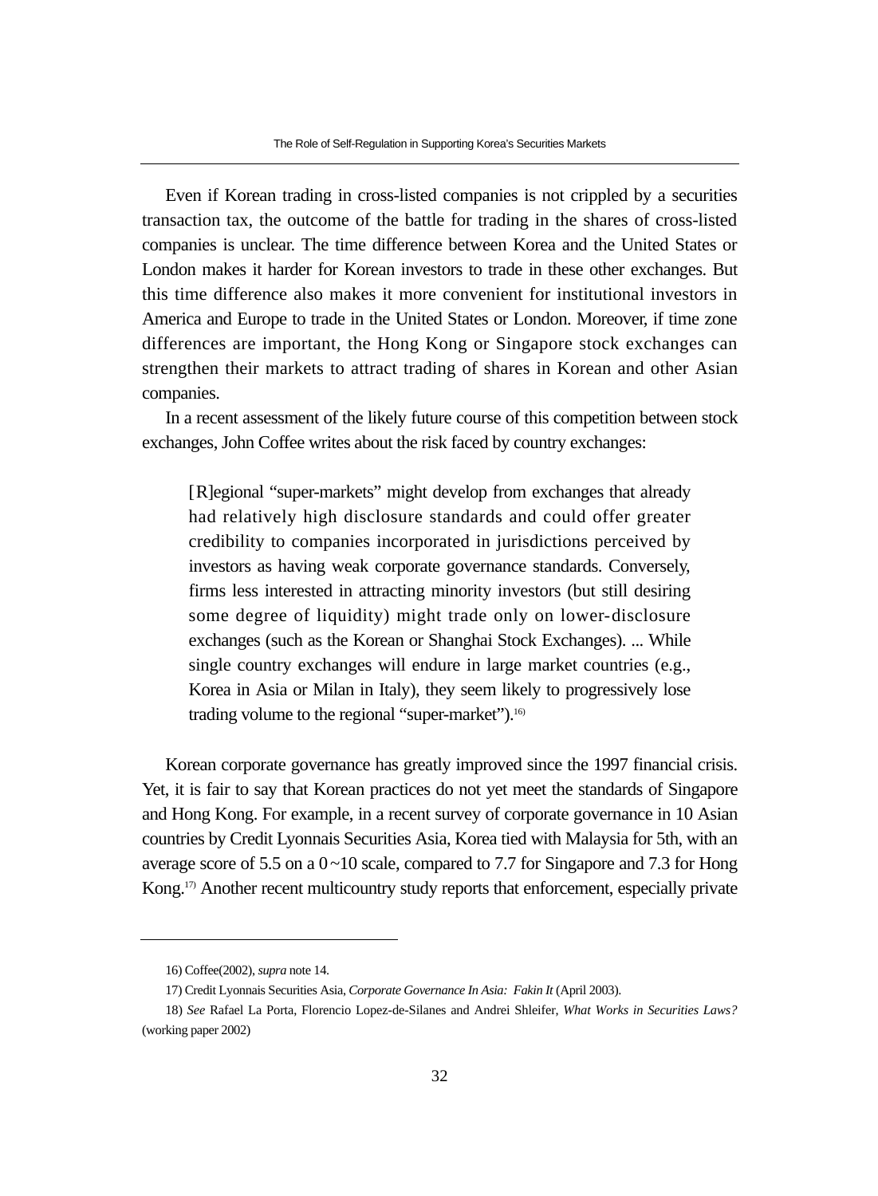Even if Korean trading in cross-listed companies is not crippled by a securities transaction tax, the outcome of the battle for trading in the shares of cross-listed companies is unclear. The time difference between Korea and the United States or London makes it harder for Korean investors to trade in these other exchanges. But this time difference also makes it more convenient for institutional investors in America and Europe to trade in the United States or London. Moreover, if time zone differences are important, the Hong Kong or Singapore stock exchanges can strengthen their markets to attract trading of shares in Korean and other Asian companies.

In a recent assessment of the likely future course of this competition between stock exchanges, John Coffee writes about the risk faced by country exchanges:

> [R]egional "super-markets" might develop from exchanges that already had relatively high disclosure standards and could offer greater credibility to companies incorporated in jurisdictions perceived by investors as having weak corporate governance standards. Conversely, firms less interested in attracting minority investors (but still desiring some degree of liquidity) might trade only on lower-disclosure exchanges (such as the Korean or Shanghai Stock Exchanges). ... While single country exchanges will endure in large market countries (e.g., Korea in Asia or Milan in Italy), they seem likely to progressively lose trading volume to the regional "super-market").[16]

Korean corporate governance has greatly improved since the 1997 financial crisis. Yet, it is fair to say that Korean practices do not yet meet the standards of Singapore and Hong Kong. For example, in a recent survey of corporate governance in 10 Asian countries by Credit Lyonnais Securities Asia, Korea tied with Malaysia for 5th, with an average score of 5.5 on a 0~10 scale, compared to 7.7 for Singapore and 7.3 for Hong Kong.[17] Another recent multicountry study reports that enforcement, especially private

---

16) Coffee(2002), *supra* note 14.

17) Credit Lyonnais Securities Asia, *Corporate Governance In Asia: Fakin It* (April 2003).

18) *See* Rafael La Porta, Florencio Lopez-de-Silanes and Andrei Shleifer, *What Works in Securities Laws?* (working paper 2002)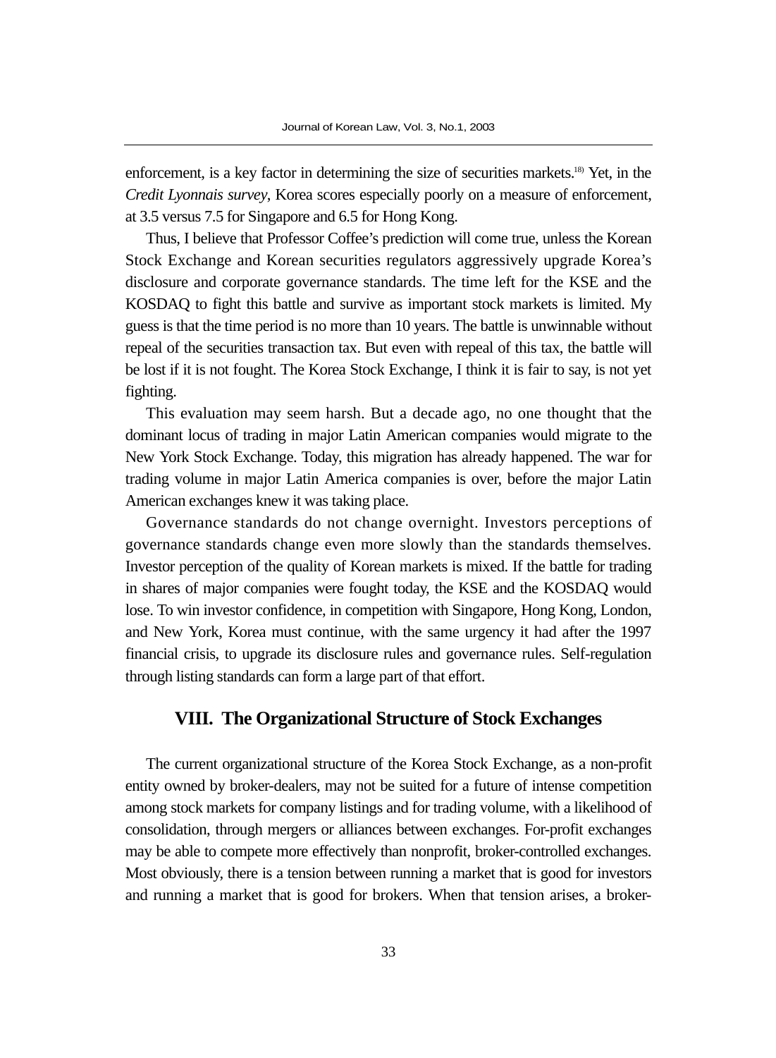enforcement, is a key factor in determining the size of securities markets.[18] Yet, in the *Credit Lyonnais survey*, Korea scores especially poorly on a measure of enforcement, at 3.5 versus 7.5 for Singapore and 6.5 for Hong Kong.

Thus, I believe that Professor Coffee's prediction will come true, unless the Korean Stock Exchange and Korean securities regulators aggressively upgrade Korea's disclosure and corporate governance standards. The time left for the KSE and the KOSDAQ to fight this battle and survive as important stock markets is limited. My guess is that the time period is no more than 10 years. The battle is unwinnable without repeal of the securities transaction tax. But even with repeal of this tax, the battle will be lost if it is not fought. The Korea Stock Exchange, I think it is fair to say, is not yet fighting.

This evaluation may seem harsh. But a decade ago, no one thought that the dominant locus of trading in major Latin American companies would migrate to the New York Stock Exchange. Today, this migration has already happened. The war for trading volume in major Latin America companies is over, before the major Latin American exchanges knew it was taking place.

Governance standards do not change overnight. Investors perceptions of governance standards change even more slowly than the standards themselves. Investor perception of the quality of Korean markets is mixed. If the battle for trading in shares of major companies were fought today, the KSE and the KOSDAQ would lose. To win investor confidence, in competition with Singapore, Hong Kong, London, and New York, Korea must continue, with the same urgency it had after the 1997 financial crisis, to upgrade its disclosure rules and governance rules. Self-regulation through listing standards can form a large part of that effort.

## VIII. The Organizational Structure of Stock Exchanges

The current organizational structure of the Korea Stock Exchange, as a non-profit entity owned by broker-dealers, may not be suited for a future of intense competition among stock markets for company listings and for trading volume, with a likelihood of consolidation, through mergers or alliances between exchanges. For-profit exchanges may be able to compete more effectively than nonprofit, broker-controlled exchanges. Most obviously, there is a tension between running a market that is good for investors and running a market that is good for brokers. When that tension arises, a broker-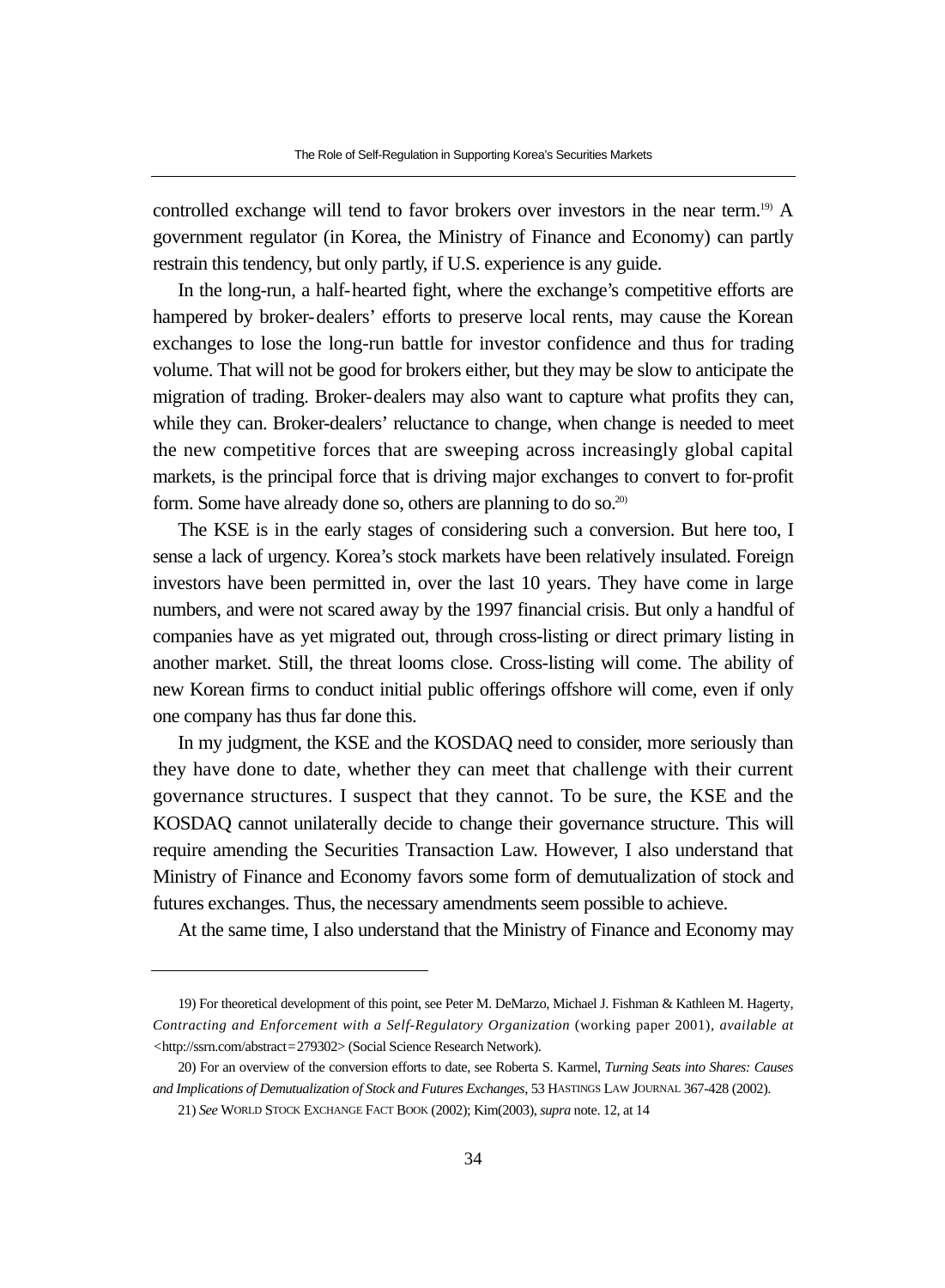controlled exchange will tend to favor brokers over investors in the near term.[19] A government regulator (in Korea, the Ministry of Finance and Economy) can partly restrain this tendency, but only partly, if U.S. experience is any guide.

In the long-run, a half-hearted fight, where the exchange's competitive efforts are hampered by broker-dealers' efforts to preserve local rents, may cause the Korean exchanges to lose the long-run battle for investor confidence and thus for trading volume. That will not be good for brokers either, but they may be slow to anticipate the migration of trading. Broker-dealers may also want to capture what profits they can, while they can. Broker-dealers' reluctance to change, when change is needed to meet the new competitive forces that are sweeping across increasingly global capital markets, is the principal force that is driving major exchanges to convert to for-profit form. Some have already done so, others are planning to do so.[20]

The KSE is in the early stages of considering such a conversion. But here too, I sense a lack of urgency. Korea's stock markets have been relatively insulated. Foreign investors have been permitted in, over the last 10 years. They have come in large numbers, and were not scared away by the 1997 financial crisis. But only a handful of companies have as yet migrated out, through cross-listing or direct primary listing in another market. Still, the threat looms close. Cross-listing will come. The ability of new Korean firms to conduct initial public offerings offshore will come, even if only one company has thus far done this.

In my judgment, the KSE and the KOSDAQ need to consider, more seriously than they have done to date, whether they can meet that challenge with their current governance structures. I suspect that they cannot. To be sure, the KSE and the KOSDAQ cannot unilaterally decide to change their governance structure. This will require amending the Securities Transaction Law. However, I also understand that Ministry of Finance and Economy favors some form of demutualization of stock and futures exchanges. Thus, the necessary amendments seem possible to achieve.

At the same time, I also understand that the Ministry of Finance and Economy may

---

19) For theoretical development of this point, see Peter M. DeMarzo, Michael J. Fishman & Kathleen M. Hagerty, *Contracting and Enforcement with a Self-Regulatory Organization* (working paper 2001), *available at* <http://ssrn.com/abstract=279302> (Social Science Research Network).

20) For an overview of the conversion efforts to date, see Roberta S. Karmel, *Turning Seats into Shares: Causes and Implications of Demutualization of Stock and Futures Exchanges*, 53 HASTINGS LAW JOURNAL 367-428 (2002).

21) *See* WORLD STOCK EXCHANGE FACT BOOK (2002); Kim(2003), *supra* note. 12, at 14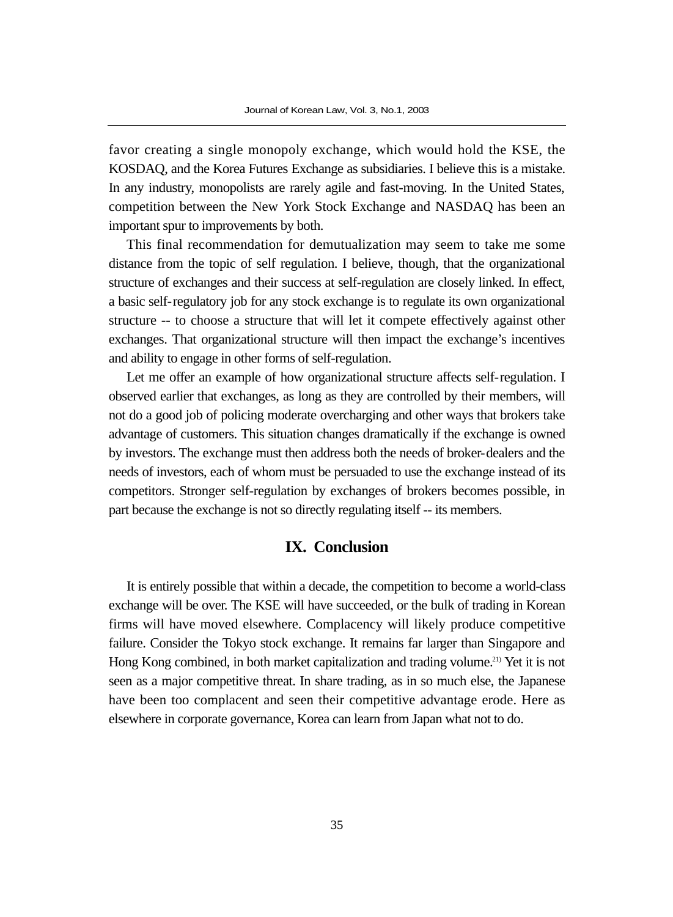favor creating a single monopoly exchange, which would hold the KSE, the KOSDAQ, and the Korea Futures Exchange as subsidiaries. I believe this is a mistake. In any industry, monopolists are rarely agile and fast-moving. In the United States, competition between the New York Stock Exchange and NASDAQ has been an important spur to improvements by both.

This final recommendation for demutualization may seem to take me some distance from the topic of self regulation. I believe, though, that the organizational structure of exchanges and their success at self-regulation are closely linked. In effect, a basic self-regulatory job for any stock exchange is to regulate its own organizational structure -- to choose a structure that will let it compete effectively against other exchanges. That organizational structure will then impact the exchange's incentives and ability to engage in other forms of self-regulation.

Let me offer an example of how organizational structure affects self-regulation. I observed earlier that exchanges, as long as they are controlled by their members, will not do a good job of policing moderate overcharging and other ways that brokers take advantage of customers. This situation changes dramatically if the exchange is owned by investors. The exchange must then address both the needs of broker-dealers and the needs of investors, each of whom must be persuaded to use the exchange instead of its competitors. Stronger self-regulation by exchanges of brokers becomes possible, in part because the exchange is not so directly regulating itself -- its members.

## IX. Conclusion

It is entirely possible that within a decade, the competition to become a world-class exchange will be over. The KSE will have succeeded, or the bulk of trading in Korean firms will have moved elsewhere. Complacency will likely produce competitive failure. Consider the Tokyo stock exchange. It remains far larger than Singapore and Hong Kong combined, in both market capitalization and trading volume.[21)] Yet it is not seen as a major competitive threat. In share trading, as in so much else, the Japanese have been too complacent and seen their competitive advantage erode. Here as elsewhere in corporate governance, Korea can learn from Japan what not to do.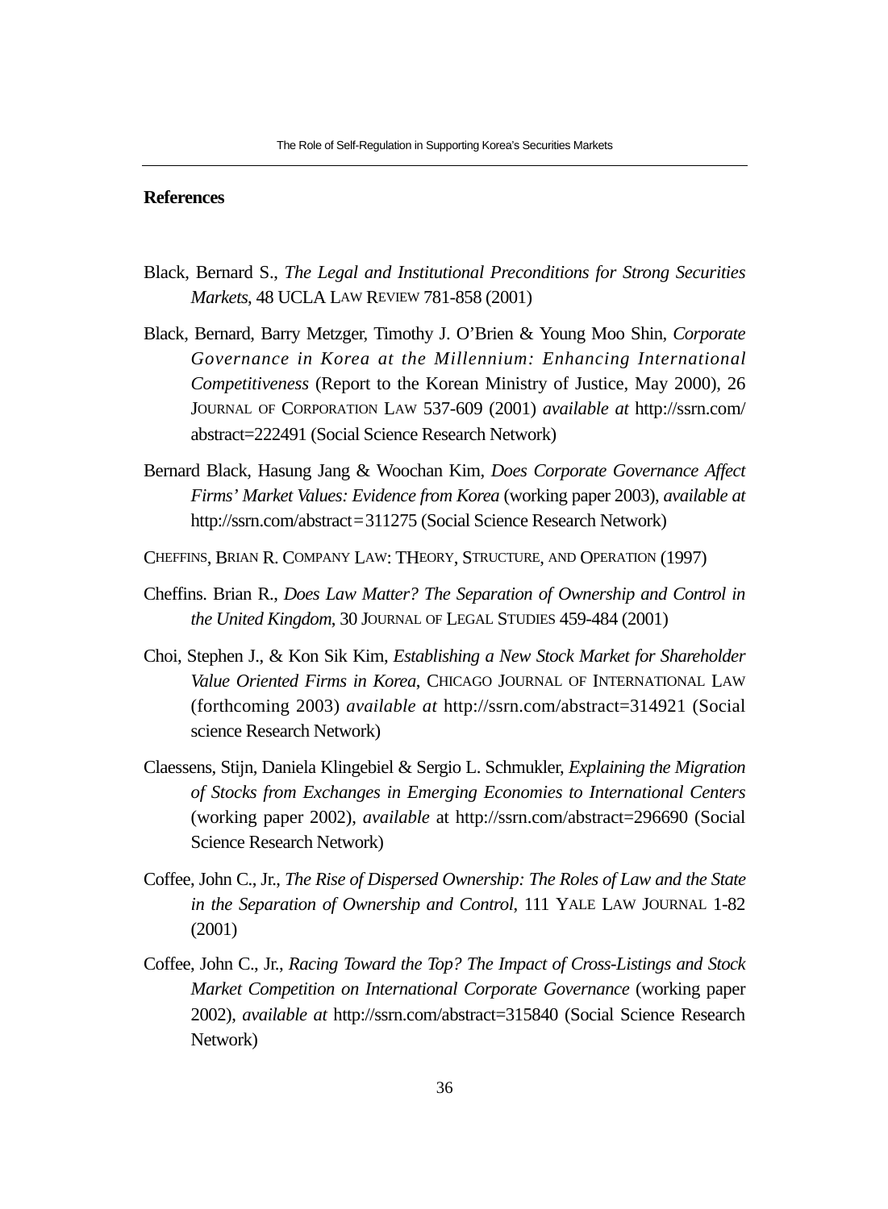## References

Black, Bernard S., *The Legal and Institutional Preconditions for Strong Securities Markets*, 48 UCLA LAW REVIEW 781-858 (2001)

Black, Bernard, Barry Metzger, Timothy J. O'Brien & Young Moo Shin, *Corporate Governance in Korea at the Millennium: Enhancing International Competitiveness* (Report to the Korean Ministry of Justice, May 2000), 26 JOURNAL OF CORPORATION LAW 537-609 (2001) *available at* http://ssrn.com/abstract=222491 (Social Science Research Network)

Bernard Black, Hasung Jang & Woochan Kim, *Does Corporate Governance Affect Firms' Market Values: Evidence from Korea* (working paper 2003), *available at* http://ssrn.com/abstract=311275 (Social Science Research Network)

CHEFFINS, BRIAN R. COMPANY LAW: THEORY, STRUCTURE, AND OPERATION (1997)

Cheffins. Brian R., *Does Law Matter? The Separation of Ownership and Control in the United Kingdom*, 30 JOURNAL OF LEGAL STUDIES 459-484 (2001)

Choi, Stephen J., & Kon Sik Kim, *Establishing a New Stock Market for Shareholder Value Oriented Firms in Korea*, CHICAGO JOURNAL OF INTERNATIONAL LAW (forthcoming 2003) *available at* http://ssrn.com/abstract=314921 (Social science Research Network)

Claessens, Stijn, Daniela Klingebiel & Sergio L. Schmukler, *Explaining the Migration of Stocks from Exchanges in Emerging Economies to International Centers* (working paper 2002), *available* at http://ssrn.com/abstract=296690 (Social Science Research Network)

Coffee, John C., Jr., *The Rise of Dispersed Ownership: The Roles of Law and the State in the Separation of Ownership and Control*, 111 YALE LAW JOURNAL 1-82 (2001)

Coffee, John C., Jr., *Racing Toward the Top? The Impact of Cross-Listings and Stock Market Competition on International Corporate Governance* (working paper 2002), *available at* http://ssrn.com/abstract=315840 (Social Science Research Network)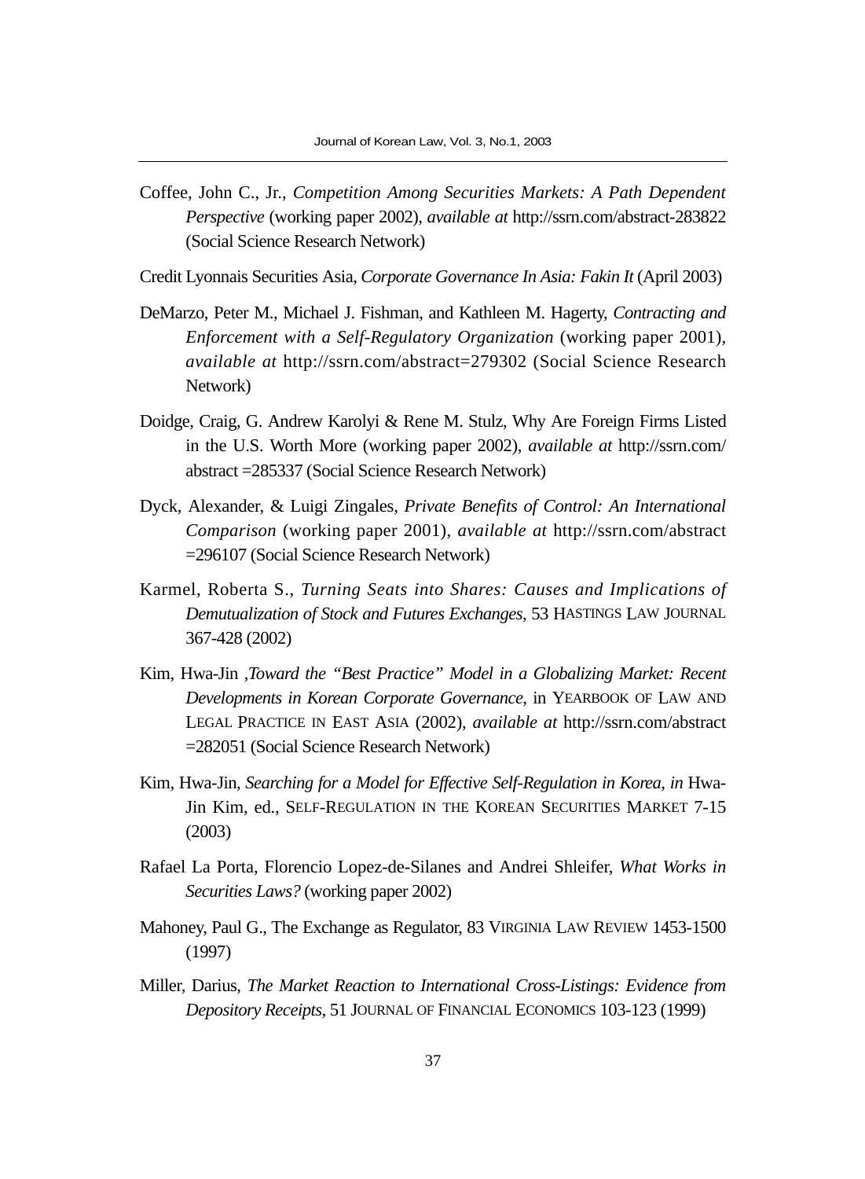Coffee, John C., Jr., *Competition Among Securities Markets: A Path Dependent Perspective* (working paper 2002), *available at* http://ssrn.com/abstract-283822 (Social Science Research Network)

Credit Lyonnais Securities Asia, *Corporate Governance In Asia: Fakin It* (April 2003)

DeMarzo, Peter M., Michael J. Fishman, and Kathleen M. Hagerty, *Contracting and Enforcement with a Self-Regulatory Organization* (working paper 2001), *available at* http://ssrn.com/abstract=279302 (Social Science Research Network)

Doidge, Craig, G. Andrew Karolyi & Rene M. Stulz, Why Are Foreign Firms Listed in the U.S. Worth More (working paper 2002), *available at* http://ssrn.com/abstract =285337 (Social Science Research Network)

Dyck, Alexander, & Luigi Zingales, *Private Benefits of Control: An International Comparison* (working paper 2001), *available at* http://ssrn.com/abstract =296107 (Social Science Research Network)

Karmel, Roberta S., *Turning Seats into Shares: Causes and Implications of Demutualization of Stock and Futures Exchanges*, 53 HASTINGS LAW JOURNAL 367-428 (2002)

Kim, Hwa-Jin ,*Toward the "Best Practice" Model in a Globalizing Market: Recent Developments in Korean Corporate Governance*, in YEARBOOK OF LAW AND LEGAL PRACTICE IN EAST ASIA (2002), *available at* http://ssrn.com/abstract =282051 (Social Science Research Network)

Kim, Hwa-Jin, *Searching for a Model for Effective Self-Regulation in Korea*, *in* Hwa-Jin Kim, ed., SELF-REGULATION IN THE KOREAN SECURITIES MARKET 7-15 (2003)

Rafael La Porta, Florencio Lopez-de-Silanes and Andrei Shleifer, *What Works in Securities Laws?* (working paper 2002)

Mahoney, Paul G., The Exchange as Regulator, 83 VIRGINIA LAW REVIEW 1453-1500 (1997)

Miller, Darius, *The Market Reaction to International Cross-Listings: Evidence from Depository Receipts*, 51 JOURNAL OF FINANCIAL ECONOMICS 103-123 (1999)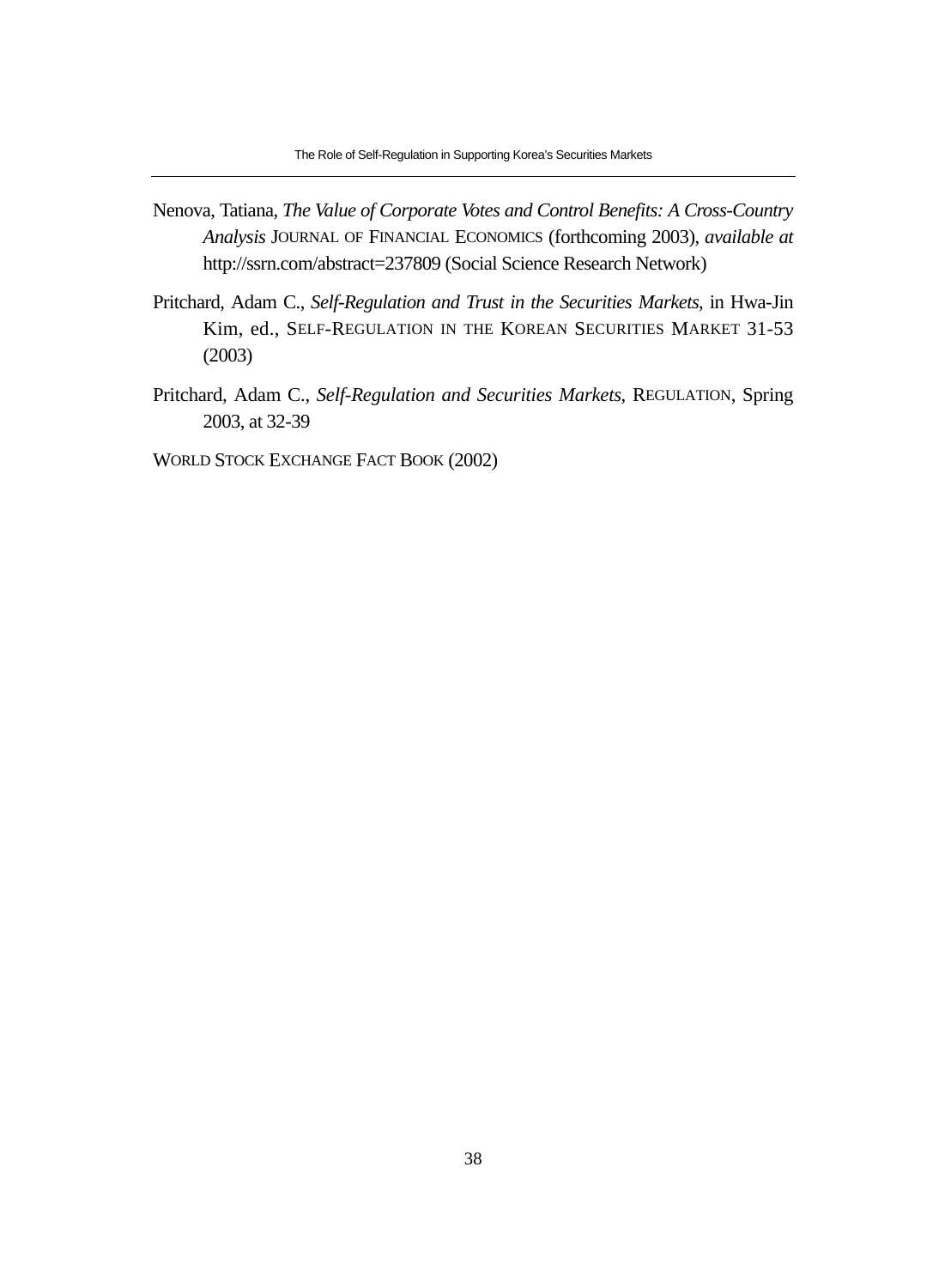Nenova, Tatiana, *The Value of Corporate Votes and Control Benefits: A Cross-Country Analysis* JOURNAL OF FINANCIAL ECONOMICS (forthcoming 2003), *available at* http://ssrn.com/abstract=237809 (Social Science Research Network)

Pritchard, Adam C., *Self-Regulation and Trust in the Securities Markets*, in Hwa-Jin Kim, ed., SELF-REGULATION IN THE KOREAN SECURITIES MARKET 31-53 (2003)

Pritchard, Adam C., *Self-Regulation and Securities Markets*, REGULATION, Spring 2003, at 32-39

WORLD STOCK EXCHANGE FACT BOOK (2002)